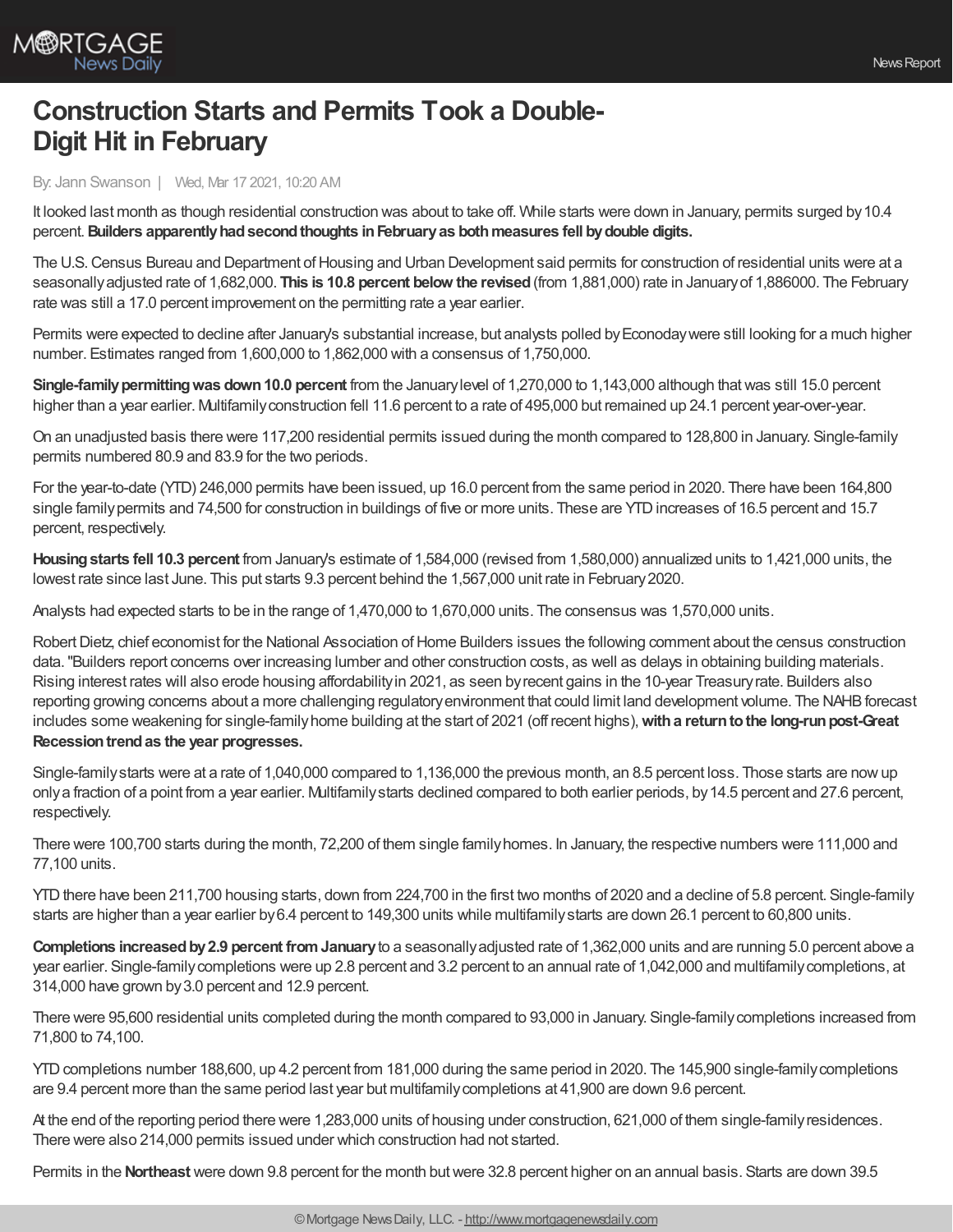# Construction Starts and Permits Took a Double-Digit Hit in February

By: Jann Swanson | Wed, Mar 17 2021, 10:20 AM

It looked last month as though residential construction was about to take off. While starts were down in January, permits surged by 10.4 percent. **Builders apparently had second thoughts in February as both measures fell by double digits.**

The U.S. Census Bureau and Department of Housing and Urban Development said permits for construction of residential units were at a seasonally adjusted rate of 1,682,000. **This is 10.8 percent below the revised** (from 1,881,000) rate in January of 1,886000. The February rate was still a 17.0 percent improvement on the permitting rate a year earlier.

Permits were expected to decline after January's substantial increase, but analysts polled by Econoday were still looking for a much higher number. Estimates ranged from 1,600,000 to 1,862,000 with a consensus of 1,750,000.

**Single-family permitting was down 10.0 percent** from the January level of 1,270,000 to 1,143,000 although that was still 15.0 percent higher than a year earlier. Multifamily construction fell 11.6 percent to a rate of 495,000 but remained up 24.1 percent year-over-year.

On an unadjusted basis there were 117,200 residential permits issued during the month compared to 128,800 in January. Single-family permits numbered 80.9 and 83.9 for the two periods.

For the year-to-date (YTD) 246,000 permits have been issued, up 16.0 percent from the same period in 2020. There have been 164,800 single family permits and 74,500 for construction in buildings of five or more units. These are YTD increases of 16.5 percent and 15.7 percent, respectively.

**Housing starts fell 10.3 percent** from January's estimate of 1,584,000 (revised from 1,580,000) annualized units to 1,421,000 units, the lowest rate since last June. This put starts 9.3 percent behind the 1,567,000 unit rate in February 2020.

Analysts had expected starts to be in the range of 1,470,000 to 1,670,000 units. The consensus was 1,570,000 units.

Robert Dietz, chief economist for the National Association of Home Builders issues the following comment about the census construction data. "Builders report concerns over increasing lumber and other construction costs, as well as delays in obtaining building materials. Rising interest rates will also erode housing affordability in 2021, as seen by recent gains in the 10-year Treasury rate. Builders also reporting growing concerns about a more challenging regulatory environment that could limit land development volume. The NAHB forecast includes some weakening for single-family home building at the start of 2021 (off recent highs), **with a return to the long-run post-Great Recession trend as the year progresses.**

Single-family starts were at a rate of 1,040,000 compared to 1,136,000 the previous month, an 8.5 percent loss. Those starts are now up only a fraction of a point from a year earlier. Multifamily starts declined compared to both earlier periods, by 14.5 percent and 27.6 percent, respectively.

There were 100,700 starts during the month, 72,200 of them single family homes. In January, the respective numbers were 111,000 and 77,100 units.

YTD there have been 211,700 housing starts, down from 224,700 in the first two months of 2020 and a decline of 5.8 percent. Single-family starts are higher than a year earlier by 6.4 percent to 149,300 units while multifamily starts are down 26.1 percent to 60,800 units.

**Completions increased by 2.9 percent from January** to a seasonally adjusted rate of 1,362,000 units and are running 5.0 percent above a year earlier. Single-family completions were up 2.8 percent and 3.2 percent to an annual rate of 1,042,000 and multifamily completions, at 314,000 have grown by 3.0 percent and 12.9 percent.

There were 95,600 residential units completed during the month compared to 93,000 in January. Single-family completions increased from 71,800 to 74,100.

YTD completions number 188,600, up 4.2 percent from 181,000 during the same period in 2020. The 145,900 single-family completions are 9.4 percent more than the same period last year but multifamily completions at 41,900 are down 9.6 percent.

At the end of the reporting period there were 1,283,000 units of housing under construction, 621,000 of them single-family residences. There were also 214,000 permits issued under which construction had not started.

Permits in the **Northeast** were down 9.8 percent for the month but were 32.8 percent higher on an annual basis. Starts are down 39.5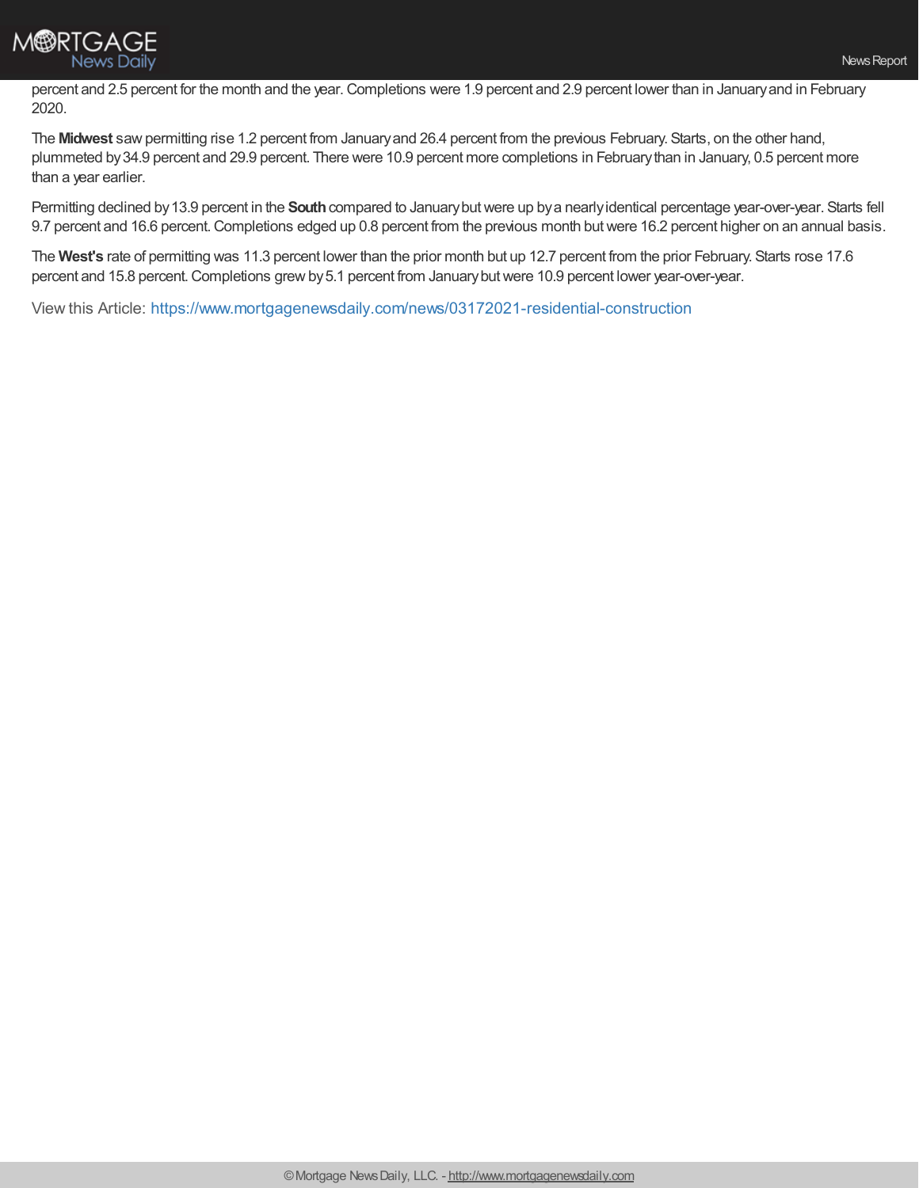percent and 2.5 percent for the month and the year. Completions were 1.9 percent and 2.9 percent lower than in January and in February 2020.

The **Midwest** saw permitting rise 1.2 percent from January and 26.4 percent from the previous February. Starts, on the other hand, plummeted by 34.9 percent and 29.9 percent. There were 10.9 percent more completions in February than in January, 0.5 percent more than a year earlier.

Permitting declined by 13.9 percent in the **South** compared to January but were up by a nearly identical percentage year-over-year. Starts fell 9.7 percent and 16.6 percent. Completions edged up 0.8 percent from the previous month but were 16.2 percent higher on an annual basis.

The **West's** rate of permitting was 11.3 percent lower than the prior month but up 12.7 percent from the prior February. Starts rose 17.6 percent and 15.8 percent. Completions grew by 5.1 percent from January but were 10.9 percent lower year-over-year.

View this Article: https://www.mortgagenewsdaily.com/news/03172021-residential-construction